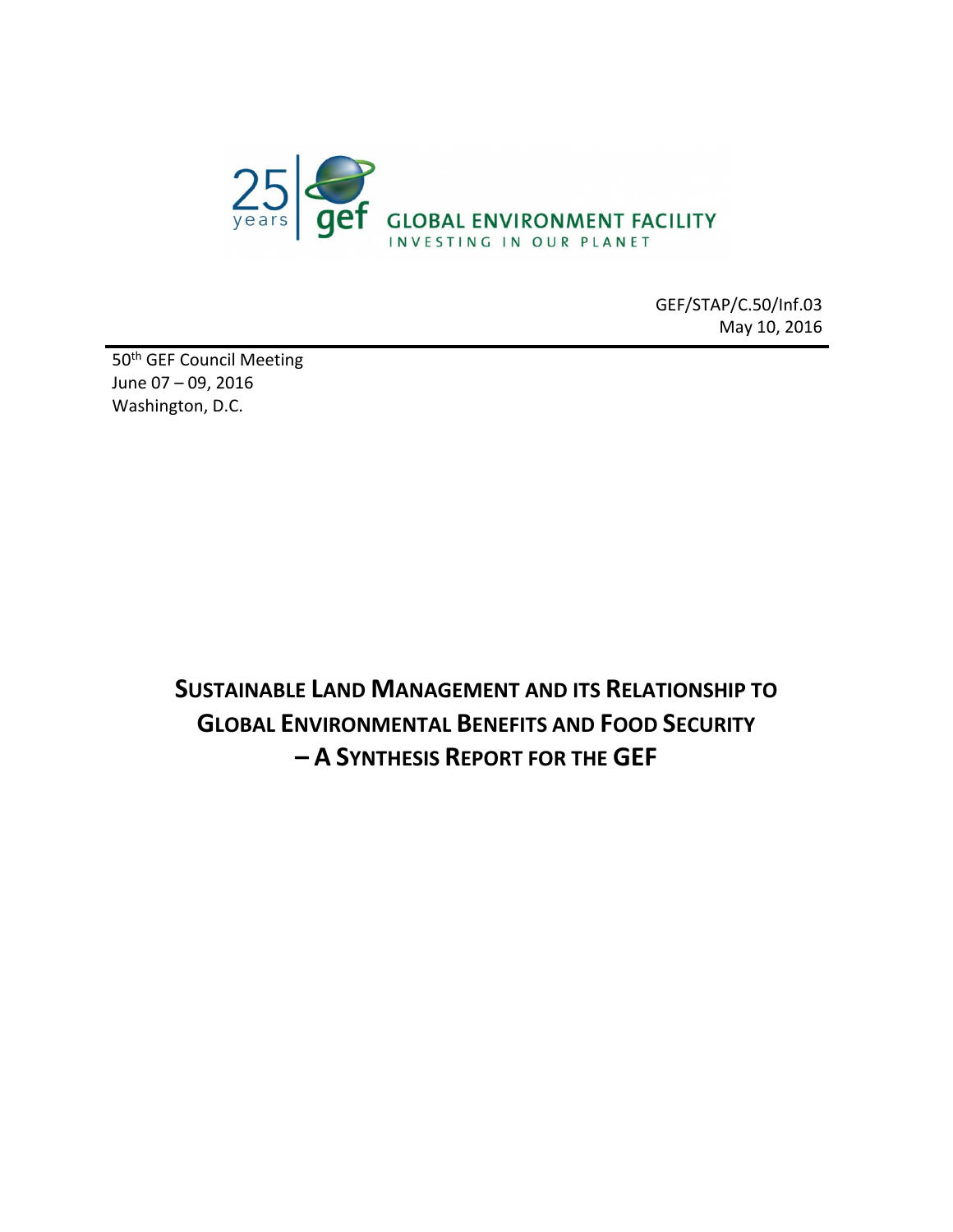25 years gef GLOBAL ENVIRONMENT FACILITY
INVESTING IN OUR PLANET

GEF/STAP/C.50/Inf.03
May 10, 2016

50th GEF Council Meeting
June 07 – 09, 2016
Washington, D.C.

# SUSTAINABLE LAND MANAGEMENT AND ITS RELATIONSHIP TO GLOBAL ENVIRONMENTAL BENEFITS AND FOOD SECURITY – A SYNTHESIS REPORT FOR THE GEF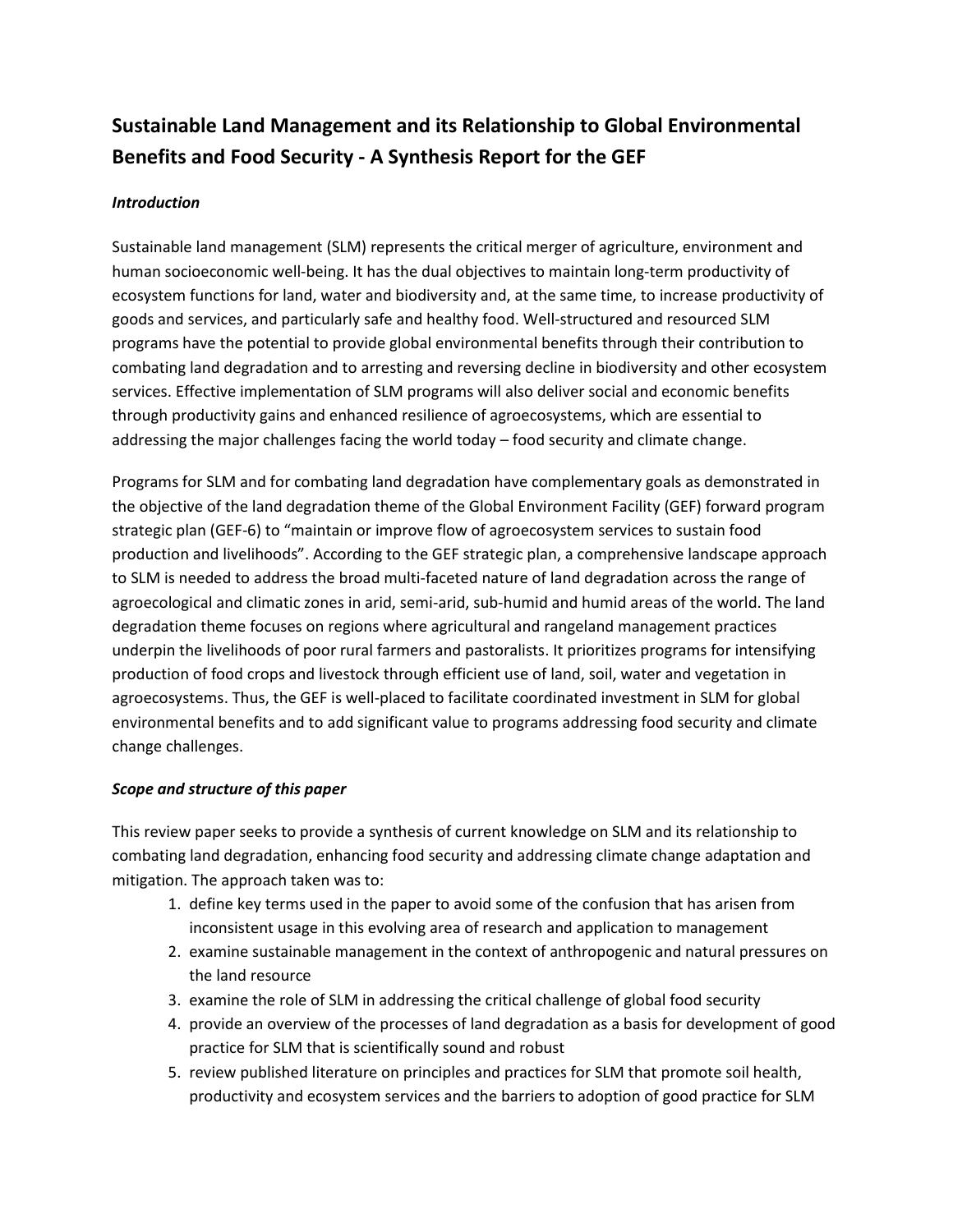## Sustainable Land Management and its Relationship to Global Environmental Benefits and Food Security - A Synthesis Report for the GEF

### *Introduction*

Sustainable land management (SLM) represents the critical merger of agriculture, environment and human socioeconomic well-being. It has the dual objectives to maintain long-term productivity of ecosystem functions for land, water and biodiversity and, at the same time, to increase productivity of goods and services, and particularly safe and healthy food. Well-structured and resourced SLM programs have the potential to provide global environmental benefits through their contribution to combating land degradation and to arresting and reversing decline in biodiversity and other ecosystem services. Effective implementation of SLM programs will also deliver social and economic benefits through productivity gains and enhanced resilience of agroecosystems, which are essential to addressing the major challenges facing the world today – food security and climate change.

Programs for SLM and for combating land degradation have complementary goals as demonstrated in the objective of the land degradation theme of the Global Environment Facility (GEF) forward program strategic plan (GEF-6) to "maintain or improve flow of agroecosystem services to sustain food production and livelihoods". According to the GEF strategic plan, a comprehensive landscape approach to SLM is needed to address the broad multi-faceted nature of land degradation across the range of agroecological and climatic zones in arid, semi-arid, sub-humid and humid areas of the world. The land degradation theme focuses on regions where agricultural and rangeland management practices underpin the livelihoods of poor rural farmers and pastoralists. It prioritizes programs for intensifying production of food crops and livestock through efficient use of land, soil, water and vegetation in agroecosystems. Thus, the GEF is well-placed to facilitate coordinated investment in SLM for global environmental benefits and to add significant value to programs addressing food security and climate change challenges.

### *Scope and structure of this paper*

This review paper seeks to provide a synthesis of current knowledge on SLM and its relationship to combating land degradation, enhancing food security and addressing climate change adaptation and mitigation. The approach taken was to:

1. define key terms used in the paper to avoid some of the confusion that has arisen from inconsistent usage in this evolving area of research and application to management
2. examine sustainable management in the context of anthropogenic and natural pressures on the land resource
3. examine the role of SLM in addressing the critical challenge of global food security
4. provide an overview of the processes of land degradation as a basis for development of good practice for SLM that is scientifically sound and robust
5. review published literature on principles and practices for SLM that promote soil health, productivity and ecosystem services and the barriers to adoption of good practice for SLM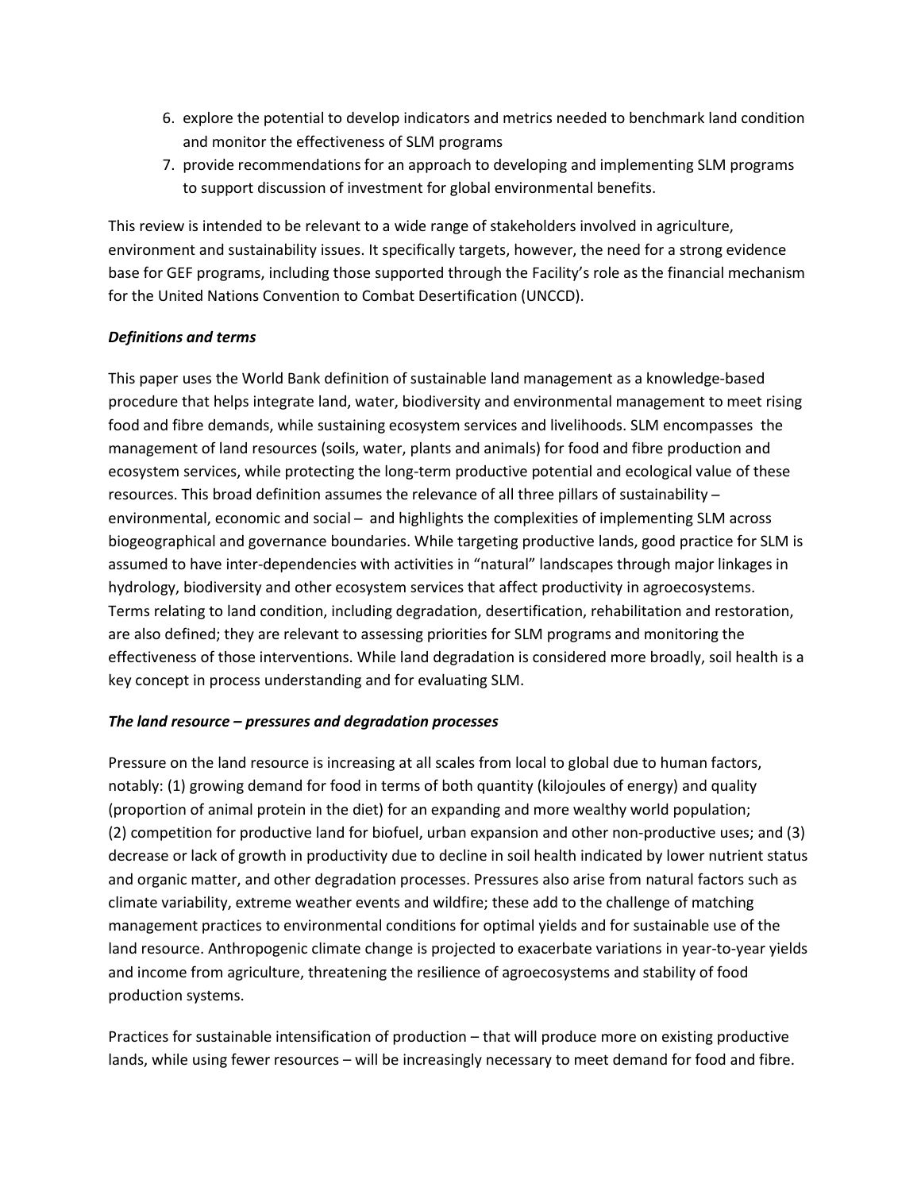6. explore the potential to develop indicators and metrics needed to benchmark land condition and monitor the effectiveness of SLM programs
7. provide recommendations for an approach to developing and implementing SLM programs to support discussion of investment for global environmental benefits.

This review is intended to be relevant to a wide range of stakeholders involved in agriculture, environment and sustainability issues. It specifically targets, however, the need for a strong evidence base for GEF programs, including those supported through the Facility's role as the financial mechanism for the United Nations Convention to Combat Desertification (UNCCD).

***Definitions and terms***

This paper uses the World Bank definition of sustainable land management as a knowledge-based procedure that helps integrate land, water, biodiversity and environmental management to meet rising food and fibre demands, while sustaining ecosystem services and livelihoods. SLM encompasses the management of land resources (soils, water, plants and animals) for food and fibre production and ecosystem services, while protecting the long-term productive potential and ecological value of these resources. This broad definition assumes the relevance of all three pillars of sustainability – environmental, economic and social – and highlights the complexities of implementing SLM across biogeographical and governance boundaries. While targeting productive lands, good practice for SLM is assumed to have inter-dependencies with activities in "natural" landscapes through major linkages in hydrology, biodiversity and other ecosystem services that affect productivity in agroecosystems. Terms relating to land condition, including degradation, desertification, rehabilitation and restoration, are also defined; they are relevant to assessing priorities for SLM programs and monitoring the effectiveness of those interventions. While land degradation is considered more broadly, soil health is a key concept in process understanding and for evaluating SLM.

***The land resource – pressures and degradation processes***

Pressure on the land resource is increasing at all scales from local to global due to human factors, notably: (1) growing demand for food in terms of both quantity (kilojoules of energy) and quality (proportion of animal protein in the diet) for an expanding and more wealthy world population; (2) competition for productive land for biofuel, urban expansion and other non-productive uses; and (3) decrease or lack of growth in productivity due to decline in soil health indicated by lower nutrient status and organic matter, and other degradation processes. Pressures also arise from natural factors such as climate variability, extreme weather events and wildfire; these add to the challenge of matching management practices to environmental conditions for optimal yields and for sustainable use of the land resource. Anthropogenic climate change is projected to exacerbate variations in year-to-year yields and income from agriculture, threatening the resilience of agroecosystems and stability of food production systems.

Practices for sustainable intensification of production – that will produce more on existing productive lands, while using fewer resources – will be increasingly necessary to meet demand for food and fibre.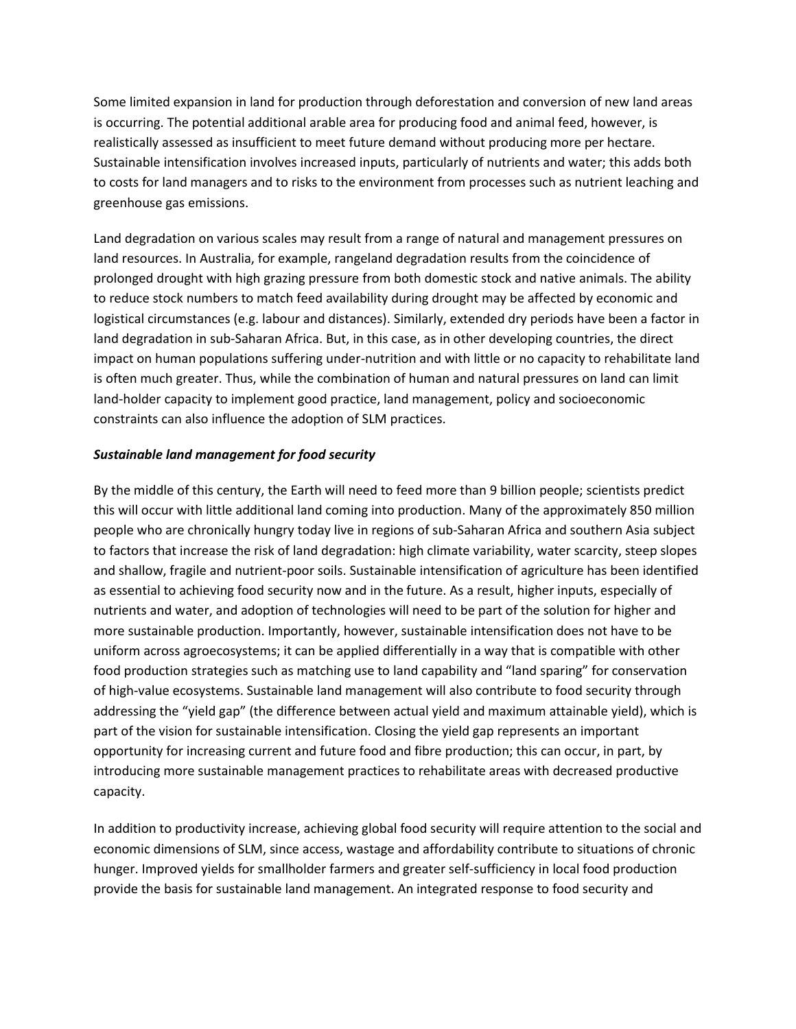Some limited expansion in land for production through deforestation and conversion of new land areas is occurring. The potential additional arable area for producing food and animal feed, however, is realistically assessed as insufficient to meet future demand without producing more per hectare. Sustainable intensification involves increased inputs, particularly of nutrients and water; this adds both to costs for land managers and to risks to the environment from processes such as nutrient leaching and greenhouse gas emissions.

Land degradation on various scales may result from a range of natural and management pressures on land resources. In Australia, for example, rangeland degradation results from the coincidence of prolonged drought with high grazing pressure from both domestic stock and native animals. The ability to reduce stock numbers to match feed availability during drought may be affected by economic and logistical circumstances (e.g. labour and distances). Similarly, extended dry periods have been a factor in land degradation in sub-Saharan Africa. But, in this case, as in other developing countries, the direct impact on human populations suffering under-nutrition and with little or no capacity to rehabilitate land is often much greater. Thus, while the combination of human and natural pressures on land can limit land-holder capacity to implement good practice, land management, policy and socioeconomic constraints can also influence the adoption of SLM practices.

***Sustainable land management for food security***

By the middle of this century, the Earth will need to feed more than 9 billion people; scientists predict this will occur with little additional land coming into production. Many of the approximately 850 million people who are chronically hungry today live in regions of sub-Saharan Africa and southern Asia subject to factors that increase the risk of land degradation: high climate variability, water scarcity, steep slopes and shallow, fragile and nutrient-poor soils. Sustainable intensification of agriculture has been identified as essential to achieving food security now and in the future. As a result, higher inputs, especially of nutrients and water, and adoption of technologies will need to be part of the solution for higher and more sustainable production. Importantly, however, sustainable intensification does not have to be uniform across agroecosystems; it can be applied differentially in a way that is compatible with other food production strategies such as matching use to land capability and "land sparing" for conservation of high-value ecosystems. Sustainable land management will also contribute to food security through addressing the "yield gap" (the difference between actual yield and maximum attainable yield), which is part of the vision for sustainable intensification. Closing the yield gap represents an important opportunity for increasing current and future food and fibre production; this can occur, in part, by introducing more sustainable management practices to rehabilitate areas with decreased productive capacity.

In addition to productivity increase, achieving global food security will require attention to the social and economic dimensions of SLM, since access, wastage and affordability contribute to situations of chronic hunger. Improved yields for smallholder farmers and greater self-sufficiency in local food production provide the basis for sustainable land management. An integrated response to food security and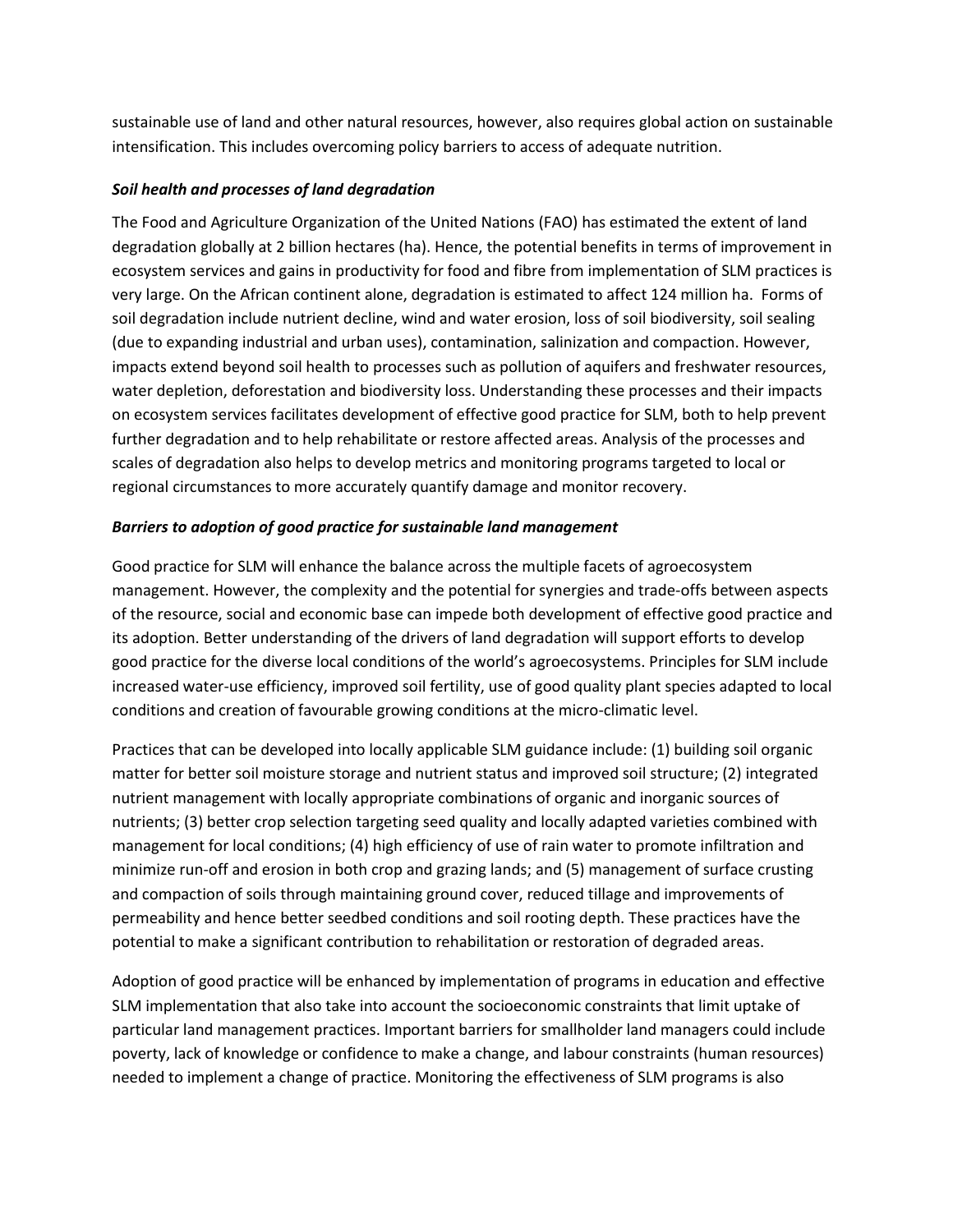sustainable use of land and other natural resources, however, also requires global action on sustainable intensification. This includes overcoming policy barriers to access of adequate nutrition.

***Soil health and processes of land degradation***

The Food and Agriculture Organization of the United Nations (FAO) has estimated the extent of land degradation globally at 2 billion hectares (ha). Hence, the potential benefits in terms of improvement in ecosystem services and gains in productivity for food and fibre from implementation of SLM practices is very large. On the African continent alone, degradation is estimated to affect 124 million ha. Forms of soil degradation include nutrient decline, wind and water erosion, loss of soil biodiversity, soil sealing (due to expanding industrial and urban uses), contamination, salinization and compaction. However, impacts extend beyond soil health to processes such as pollution of aquifers and freshwater resources, water depletion, deforestation and biodiversity loss. Understanding these processes and their impacts on ecosystem services facilitates development of effective good practice for SLM, both to help prevent further degradation and to help rehabilitate or restore affected areas. Analysis of the processes and scales of degradation also helps to develop metrics and monitoring programs targeted to local or regional circumstances to more accurately quantify damage and monitor recovery.

***Barriers to adoption of good practice for sustainable land management***

Good practice for SLM will enhance the balance across the multiple facets of agroecosystem management. However, the complexity and the potential for synergies and trade-offs between aspects of the resource, social and economic base can impede both development of effective good practice and its adoption. Better understanding of the drivers of land degradation will support efforts to develop good practice for the diverse local conditions of the world's agroecosystems. Principles for SLM include increased water-use efficiency, improved soil fertility, use of good quality plant species adapted to local conditions and creation of favourable growing conditions at the micro-climatic level.

Practices that can be developed into locally applicable SLM guidance include: (1) building soil organic matter for better soil moisture storage and nutrient status and improved soil structure; (2) integrated nutrient management with locally appropriate combinations of organic and inorganic sources of nutrients; (3) better crop selection targeting seed quality and locally adapted varieties combined with management for local conditions; (4) high efficiency of use of rain water to promote infiltration and minimize run-off and erosion in both crop and grazing lands; and (5) management of surface crusting and compaction of soils through maintaining ground cover, reduced tillage and improvements of permeability and hence better seedbed conditions and soil rooting depth. These practices have the potential to make a significant contribution to rehabilitation or restoration of degraded areas.

Adoption of good practice will be enhanced by implementation of programs in education and effective SLM implementation that also take into account the socioeconomic constraints that limit uptake of particular land management practices. Important barriers for smallholder land managers could include poverty, lack of knowledge or confidence to make a change, and labour constraints (human resources) needed to implement a change of practice. Monitoring the effectiveness of SLM programs is also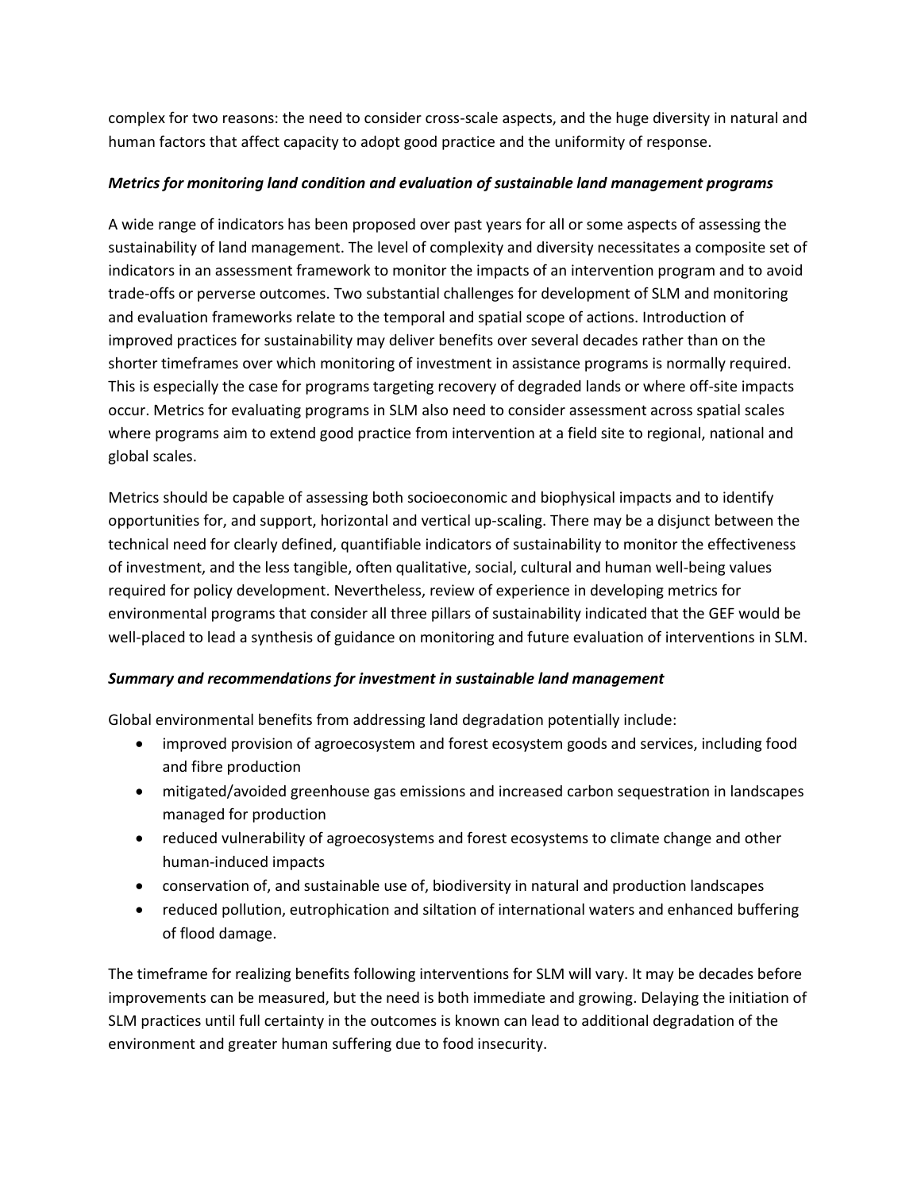complex for two reasons: the need to consider cross-scale aspects, and the huge diversity in natural and human factors that affect capacity to adopt good practice and the uniformity of response.

### *Metrics for monitoring land condition and evaluation of sustainable land management programs*

A wide range of indicators has been proposed over past years for all or some aspects of assessing the sustainability of land management. The level of complexity and diversity necessitates a composite set of indicators in an assessment framework to monitor the impacts of an intervention program and to avoid trade-offs or perverse outcomes. Two substantial challenges for development of SLM and monitoring and evaluation frameworks relate to the temporal and spatial scope of actions. Introduction of improved practices for sustainability may deliver benefits over several decades rather than on the shorter timeframes over which monitoring of investment in assistance programs is normally required. This is especially the case for programs targeting recovery of degraded lands or where off-site impacts occur. Metrics for evaluating programs in SLM also need to consider assessment across spatial scales where programs aim to extend good practice from intervention at a field site to regional, national and global scales.

Metrics should be capable of assessing both socioeconomic and biophysical impacts and to identify opportunities for, and support, horizontal and vertical up-scaling. There may be a disjunct between the technical need for clearly defined, quantifiable indicators of sustainability to monitor the effectiveness of investment, and the less tangible, often qualitative, social, cultural and human well-being values required for policy development. Nevertheless, review of experience in developing metrics for environmental programs that consider all three pillars of sustainability indicated that the GEF would be well-placed to lead a synthesis of guidance on monitoring and future evaluation of interventions in SLM.

### *Summary and recommendations for investment in sustainable land management*

Global environmental benefits from addressing land degradation potentially include:

- improved provision of agroecosystem and forest ecosystem goods and services, including food and fibre production
- mitigated/avoided greenhouse gas emissions and increased carbon sequestration in landscapes managed for production
- reduced vulnerability of agroecosystems and forest ecosystems to climate change and other human-induced impacts
- conservation of, and sustainable use of, biodiversity in natural and production landscapes
- reduced pollution, eutrophication and siltation of international waters and enhanced buffering of flood damage.

The timeframe for realizing benefits following interventions for SLM will vary. It may be decades before improvements can be measured, but the need is both immediate and growing. Delaying the initiation of SLM practices until full certainty in the outcomes is known can lead to additional degradation of the environment and greater human suffering due to food insecurity.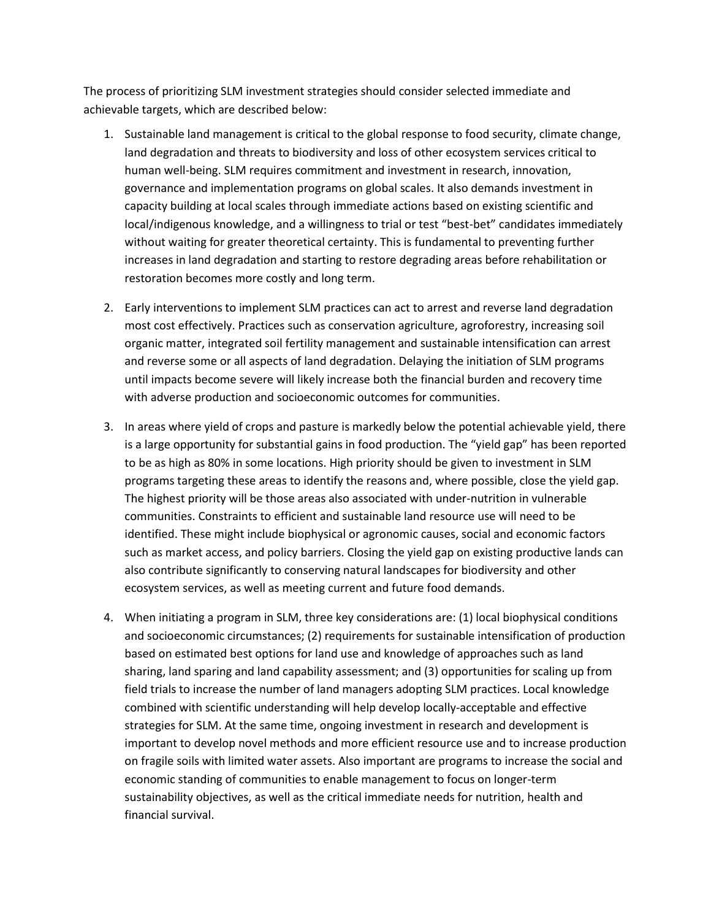The process of prioritizing SLM investment strategies should consider selected immediate and achievable targets, which are described below:

1. Sustainable land management is critical to the global response to food security, climate change, land degradation and threats to biodiversity and loss of other ecosystem services critical to human well-being. SLM requires commitment and investment in research, innovation, governance and implementation programs on global scales. It also demands investment in capacity building at local scales through immediate actions based on existing scientific and local/indigenous knowledge, and a willingness to trial or test "best-bet" candidates immediately without waiting for greater theoretical certainty. This is fundamental to preventing further increases in land degradation and starting to restore degrading areas before rehabilitation or restoration becomes more costly and long term.

2. Early interventions to implement SLM practices can act to arrest and reverse land degradation most cost effectively. Practices such as conservation agriculture, agroforestry, increasing soil organic matter, integrated soil fertility management and sustainable intensification can arrest and reverse some or all aspects of land degradation. Delaying the initiation of SLM programs until impacts become severe will likely increase both the financial burden and recovery time with adverse production and socioeconomic outcomes for communities.

3. In areas where yield of crops and pasture is markedly below the potential achievable yield, there is a large opportunity for substantial gains in food production. The "yield gap" has been reported to be as high as 80% in some locations. High priority should be given to investment in SLM programs targeting these areas to identify the reasons and, where possible, close the yield gap. The highest priority will be those areas also associated with under-nutrition in vulnerable communities. Constraints to efficient and sustainable land resource use will need to be identified. These might include biophysical or agronomic causes, social and economic factors such as market access, and policy barriers. Closing the yield gap on existing productive lands can also contribute significantly to conserving natural landscapes for biodiversity and other ecosystem services, as well as meeting current and future food demands.

4. When initiating a program in SLM, three key considerations are: (1) local biophysical conditions and socioeconomic circumstances; (2) requirements for sustainable intensification of production based on estimated best options for land use and knowledge of approaches such as land sharing, land sparing and land capability assessment; and (3) opportunities for scaling up from field trials to increase the number of land managers adopting SLM practices. Local knowledge combined with scientific understanding will help develop locally-acceptable and effective strategies for SLM. At the same time, ongoing investment in research and development is important to develop novel methods and more efficient resource use and to increase production on fragile soils with limited water assets. Also important are programs to increase the social and economic standing of communities to enable management to focus on longer-term sustainability objectives, as well as the critical immediate needs for nutrition, health and financial survival.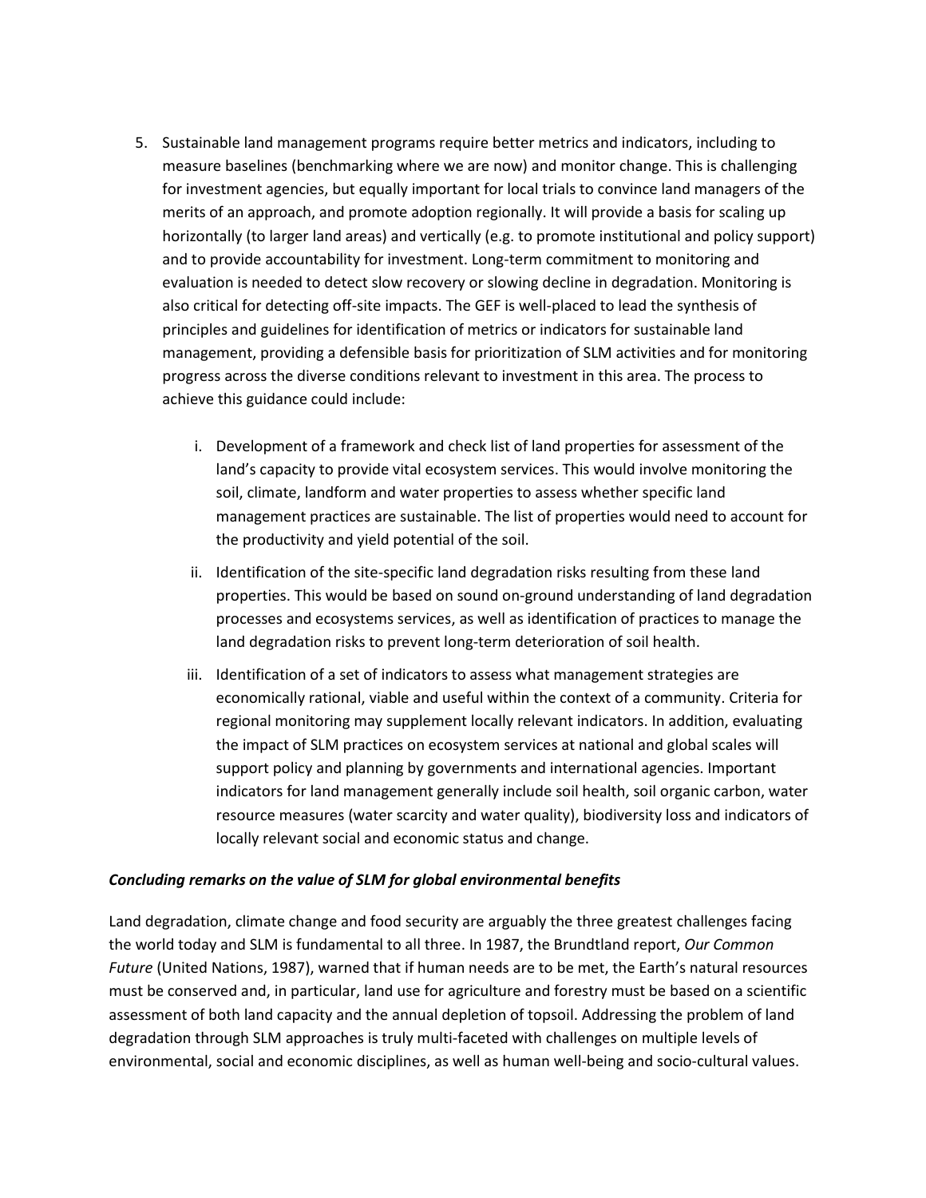5. Sustainable land management programs require better metrics and indicators, including to measure baselines (benchmarking where we are now) and monitor change. This is challenging for investment agencies, but equally important for local trials to convince land managers of the merits of an approach, and promote adoption regionally. It will provide a basis for scaling up horizontally (to larger land areas) and vertically (e.g. to promote institutional and policy support) and to provide accountability for investment. Long-term commitment to monitoring and evaluation is needed to detect slow recovery or slowing decline in degradation. Monitoring is also critical for detecting off-site impacts. The GEF is well-placed to lead the synthesis of principles and guidelines for identification of metrics or indicators for sustainable land management, providing a defensible basis for prioritization of SLM activities and for monitoring progress across the diverse conditions relevant to investment in this area. The process to achieve this guidance could include:

    i. Development of a framework and check list of land properties for assessment of the land's capacity to provide vital ecosystem services. This would involve monitoring the soil, climate, landform and water properties to assess whether specific land management practices are sustainable. The list of properties would need to account for the productivity and yield potential of the soil.

    ii. Identification of the site-specific land degradation risks resulting from these land properties. This would be based on sound on-ground understanding of land degradation processes and ecosystems services, as well as identification of practices to manage the land degradation risks to prevent long-term deterioration of soil health.

    iii. Identification of a set of indicators to assess what management strategies are economically rational, viable and useful within the context of a community. Criteria for regional monitoring may supplement locally relevant indicators. In addition, evaluating the impact of SLM practices on ecosystem services at national and global scales will support policy and planning by governments and international agencies. Important indicators for land management generally include soil health, soil organic carbon, water resource measures (water scarcity and water quality), biodiversity loss and indicators of locally relevant social and economic status and change.

***Concluding remarks on the value of SLM for global environmental benefits***

Land degradation, climate change and food security are arguably the three greatest challenges facing the world today and SLM is fundamental to all three. In 1987, the Brundtland report, *Our Common Future* (United Nations, 1987), warned that if human needs are to be met, the Earth's natural resources must be conserved and, in particular, land use for agriculture and forestry must be based on a scientific assessment of both land capacity and the annual depletion of topsoil. Addressing the problem of land degradation through SLM approaches is truly multi-faceted with challenges on multiple levels of environmental, social and economic disciplines, as well as human well-being and socio-cultural values.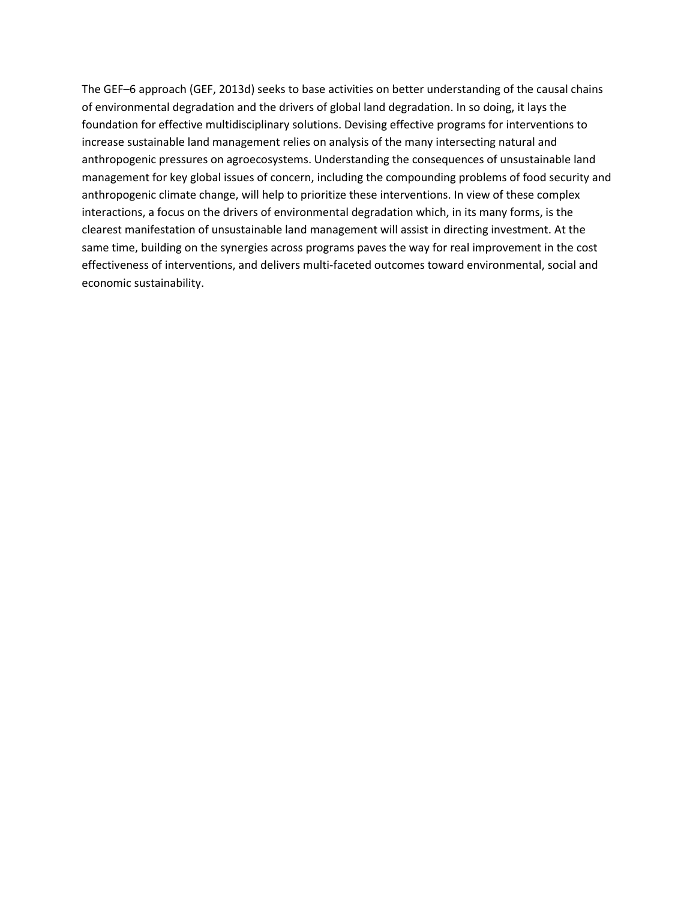The GEF–6 approach (GEF, 2013d) seeks to base activities on better understanding of the causal chains of environmental degradation and the drivers of global land degradation. In so doing, it lays the foundation for effective multidisciplinary solutions. Devising effective programs for interventions to increase sustainable land management relies on analysis of the many intersecting natural and anthropogenic pressures on agroecosystems. Understanding the consequences of unsustainable land management for key global issues of concern, including the compounding problems of food security and anthropogenic climate change, will help to prioritize these interventions. In view of these complex interactions, a focus on the drivers of environmental degradation which, in its many forms, is the clearest manifestation of unsustainable land management will assist in directing investment. At the same time, building on the synergies across programs paves the way for real improvement in the cost effectiveness of interventions, and delivers multi-faceted outcomes toward environmental, social and economic sustainability.